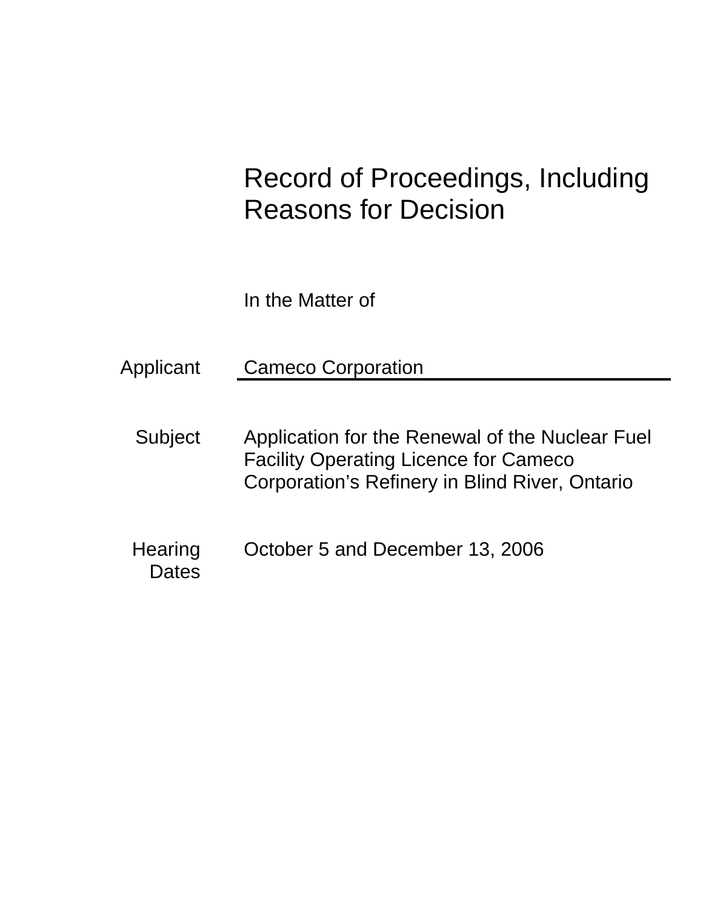# Record of Proceedings, Including Reasons for Decision

In the Matter of

| | |
|---|---|
| Applicant | Cameco Corporation |
| Subject | Application for the Renewal of the Nuclear Fuel Facility Operating Licence for Cameco Corporation's Refinery in Blind River, Ontario |
| Hearing Dates | October 5 and December 13, 2006 |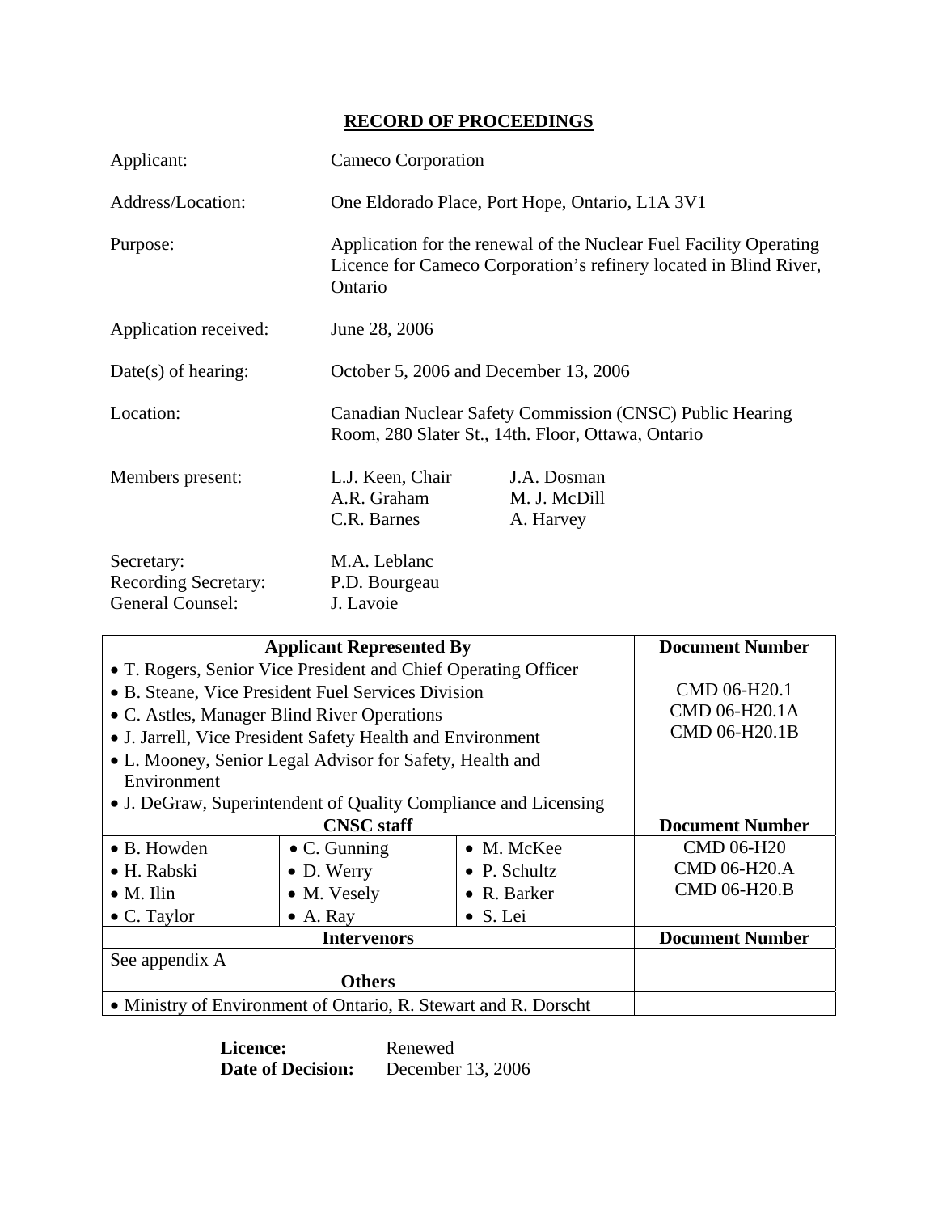## RECORD OF PROCEEDINGS

| | |
|---|---|
| Applicant: | Cameco Corporation |
| Address/Location: | One Eldorado Place, Port Hope, Ontario, L1A 3V1 |
| Purpose: | Application for the renewal of the Nuclear Fuel Facility Operating Licence for Cameco Corporation's refinery located in Blind River, Ontario |
| Application received: | June 28, 2006 |
| Date(s) of hearing: | October 5, 2006 and December 13, 2006 |
| Location: | Canadian Nuclear Safety Commission (CNSC) Public Hearing Room, 280 Slater St., 14th. Floor, Ottawa, Ontario |
| Members present: | L.J. Keen, Chair; A.R. Graham; C.R. Barnes; J.A. Dosman; M. J. McDill; A. Harvey |
| Secretary: | M.A. Leblanc |
| Recording Secretary: | P.D. Bourgeau |
| General Counsel: | J. Lavoie |

| Applicant Represented By | | | Document Number |
|---|---|---|---|
| • T. Rogers, Senior Vice President and Chief Operating Officer<br>• B. Steane, Vice President Fuel Services Division<br>• C. Astles, Manager Blind River Operations<br>• J. Jarrell, Vice President Safety Health and Environment<br>• L. Mooney, Senior Legal Advisor for Safety, Health and Environment<br>• J. DeGraw, Superintendent of Quality Compliance and Licensing | | | CMD 06-H20.1<br>CMD 06-H20.1A<br>CMD 06-H20.1B |
| **CNSC staff** | | | **Document Number** |
| • B. Howden<br>• H. Rabski<br>• M. Ilin<br>• C. Taylor | • C. Gunning<br>• D. Werry<br>• M. Vesely<br>• A. Ray | • M. McKee<br>• P. Schultz<br>• R. Barker<br>• S. Lei | CMD 06-H20<br>CMD 06-H20.A<br>CMD 06-H20.B |
| **Intervenors** | | | **Document Number** |
| See appendix A | | | |
| **Others** | | | |
| • Ministry of Environment of Ontario, R. Stewart and R. Dorscht | | | |

**Licence:** Renewed
**Date of Decision:** December 13, 2006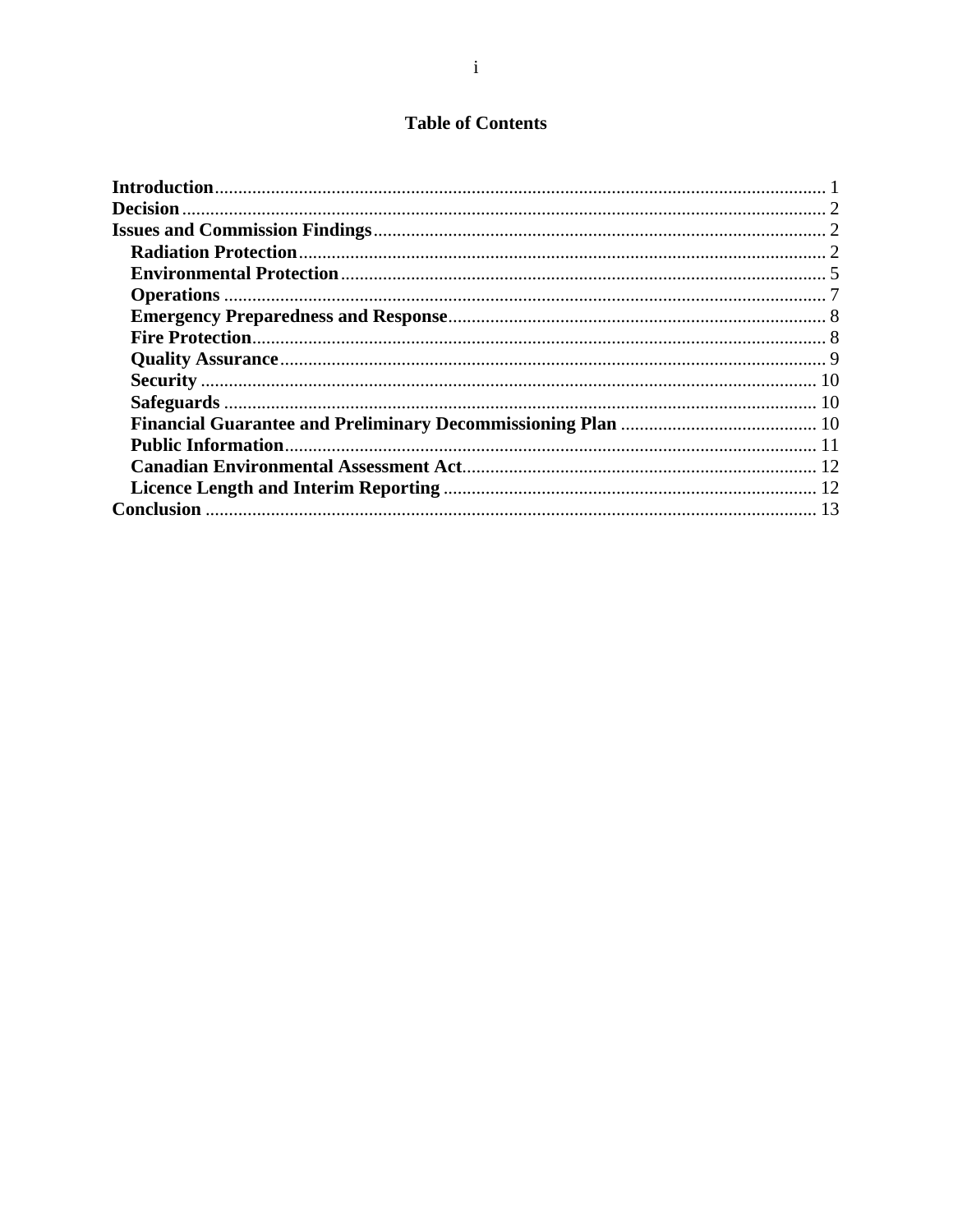# Table of Contents

**Introduction** .......... 1
**Decision** .......... 2
**Issues and Commission Findings** .......... 2
- **Radiation Protection** .......... 2
- **Environmental Protection** .......... 5
- **Operations** .......... 7
- **Emergency Preparedness and Response** .......... 8
- **Fire Protection** .......... 8
- **Quality Assurance** .......... 9
- **Security** .......... 10
- **Safeguards** .......... 10
- **Financial Guarantee and Preliminary Decommissioning Plan** .......... 10
- **Public Information** .......... 11
- **Canadian Environmental Assessment Act** .......... 12
- **Licence Length and Interim Reporting** .......... 12

**Conclusion** .......... 13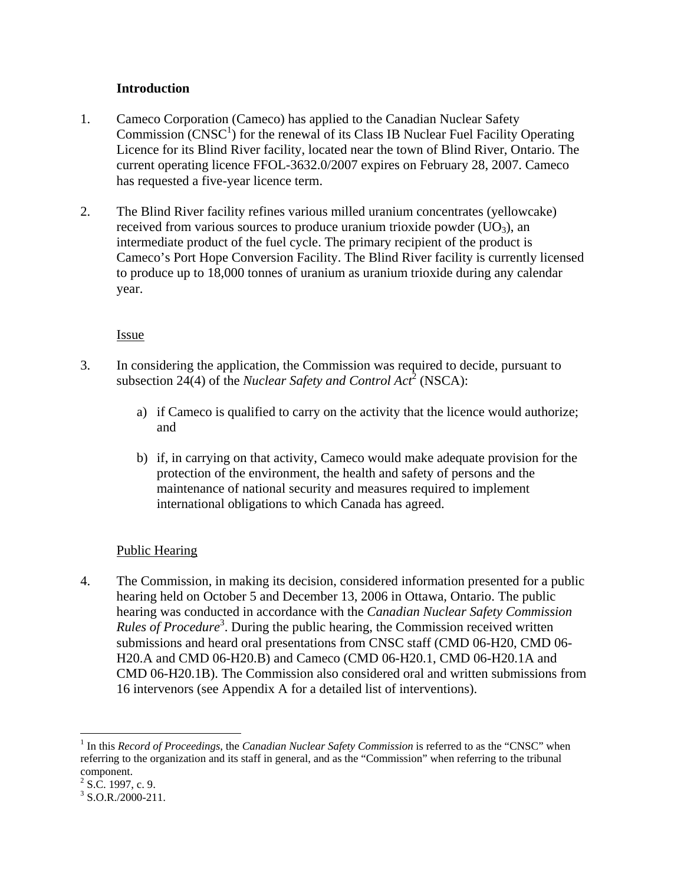**Introduction**

1. Cameco Corporation (Cameco) has applied to the Canadian Nuclear Safety Commission (CNSC[1]) for the renewal of its Class IB Nuclear Fuel Facility Operating Licence for its Blind River facility, located near the town of Blind River, Ontario. The current operating licence FFOL-3632.0/2007 expires on February 28, 2007. Cameco has requested a five-year licence term.

2. The Blind River facility refines various milled uranium concentrates (yellowcake) received from various sources to produce uranium trioxide powder ($UO_3$), an intermediate product of the fuel cycle. The primary recipient of the product is Cameco's Port Hope Conversion Facility. The Blind River facility is currently licensed to produce up to 18,000 tonnes of uranium as uranium trioxide during any calendar year.

Issue

3. In considering the application, the Commission was required to decide, pursuant to subsection 24(4) of the *Nuclear Safety and Control Act*[2] (NSCA):

   a) if Cameco is qualified to carry on the activity that the licence would authorize; and

   b) if, in carrying on that activity, Cameco would make adequate provision for the protection of the environment, the health and safety of persons and the maintenance of national security and measures required to implement international obligations to which Canada has agreed.

Public Hearing

4. The Commission, in making its decision, considered information presented for a public hearing held on October 5 and December 13, 2006 in Ottawa, Ontario. The public hearing was conducted in accordance with the *Canadian Nuclear Safety Commission Rules of Procedure*[3]. During the public hearing, the Commission received written submissions and heard oral presentations from CNSC staff (CMD 06-H20, CMD 06-H20.A and CMD 06-H20.B) and Cameco (CMD 06-H20.1, CMD 06-H20.1A and CMD 06-H20.1B). The Commission also considered oral and written submissions from 16 intervenors (see Appendix A for a detailed list of interventions).

---

[1] In this *Record of Proceedings*, the *Canadian Nuclear Safety Commission* is referred to as the "CNSC" when referring to the organization and its staff in general, and as the "Commission" when referring to the tribunal component.

[2] S.C. 1997, c. 9.

[3] S.O.R./2000-211.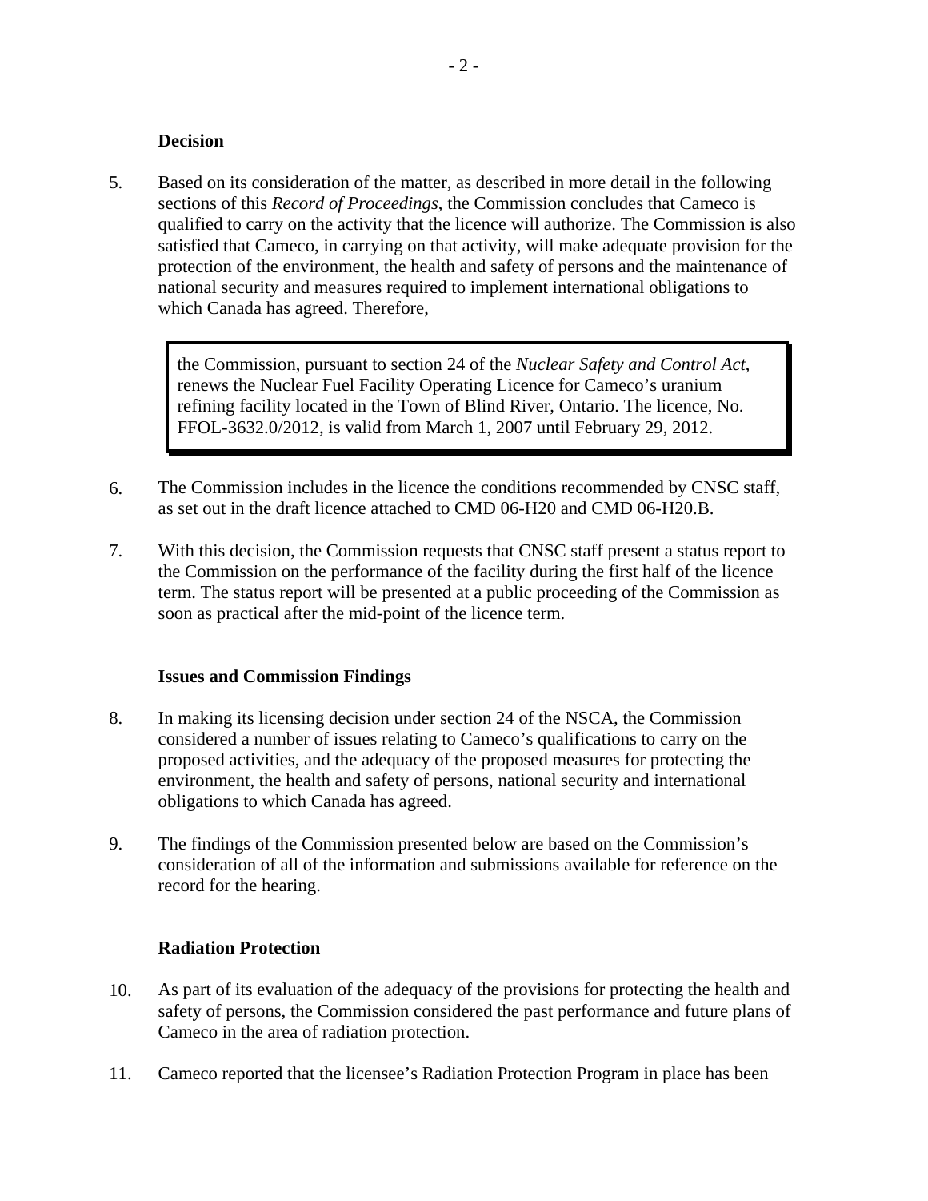### Decision

5. Based on its consideration of the matter, as described in more detail in the following sections of this *Record of Proceedings*, the Commission concludes that Cameco is qualified to carry on the activity that the licence will authorize. The Commission is also satisfied that Cameco, in carrying on that activity, will make adequate provision for the protection of the environment, the health and safety of persons and the maintenance of national security and measures required to implement international obligations to which Canada has agreed. Therefore,

> the Commission, pursuant to section 24 of the *Nuclear Safety and Control Act*, renews the Nuclear Fuel Facility Operating Licence for Cameco's uranium refining facility located in the Town of Blind River, Ontario. The licence, No. FFOL-3632.0/2012, is valid from March 1, 2007 until February 29, 2012.

6. The Commission includes in the licence the conditions recommended by CNSC staff, as set out in the draft licence attached to CMD 06-H20 and CMD 06-H20.B.

7. With this decision, the Commission requests that CNSC staff present a status report to the Commission on the performance of the facility during the first half of the licence term. The status report will be presented at a public proceeding of the Commission as soon as practical after the mid-point of the licence term.

### Issues and Commission Findings

8. In making its licensing decision under section 24 of the NSCA, the Commission considered a number of issues relating to Cameco's qualifications to carry on the proposed activities, and the adequacy of the proposed measures for protecting the environment, the health and safety of persons, national security and international obligations to which Canada has agreed.

9. The findings of the Commission presented below are based on the Commission's consideration of all of the information and submissions available for reference on the record for the hearing.

### Radiation Protection

10. As part of its evaluation of the adequacy of the provisions for protecting the health and safety of persons, the Commission considered the past performance and future plans of Cameco in the area of radiation protection.

11. Cameco reported that the licensee's Radiation Protection Program in place has been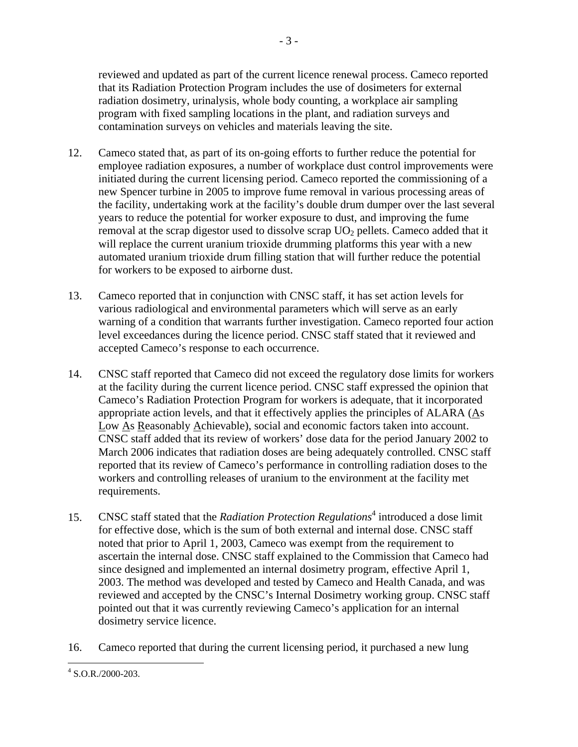reviewed and updated as part of the current licence renewal process. Cameco reported that its Radiation Protection Program includes the use of dosimeters for external radiation dosimetry, urinalysis, whole body counting, a workplace air sampling program with fixed sampling locations in the plant, and radiation surveys and contamination surveys on vehicles and materials leaving the site.

12. Cameco stated that, as part of its on-going efforts to further reduce the potential for employee radiation exposures, a number of workplace dust control improvements were initiated during the current licensing period. Cameco reported the commissioning of a new Spencer turbine in 2005 to improve fume removal in various processing areas of the facility, undertaking work at the facility's double drum dumper over the last several years to reduce the potential for worker exposure to dust, and improving the fume removal at the scrap digestor used to dissolve scrap $UO_2$ pellets. Cameco added that it will replace the current uranium trioxide drumming platforms this year with a new automated uranium trioxide drum filling station that will further reduce the potential for workers to be exposed to airborne dust.

13. Cameco reported that in conjunction with CNSC staff, it has set action levels for various radiological and environmental parameters which will serve as an early warning of a condition that warrants further investigation. Cameco reported four action level exceedances during the licence period. CNSC staff stated that it reviewed and accepted Cameco's response to each occurrence.

14. CNSC staff reported that Cameco did not exceed the regulatory dose limits for workers at the facility during the current licence period. CNSC staff expressed the opinion that Cameco's Radiation Protection Program for workers is adequate, that it incorporated appropriate action levels, and that it effectively applies the principles of ALARA (As Low As Reasonably Achievable), social and economic factors taken into account. CNSC staff added that its review of workers' dose data for the period January 2002 to March 2006 indicates that radiation doses are being adequately controlled. CNSC staff reported that its review of Cameco's performance in controlling radiation doses to the workers and controlling releases of uranium to the environment at the facility met requirements.

15. CNSC staff stated that the *Radiation Protection Regulations*[4] introduced a dose limit for effective dose, which is the sum of both external and internal dose. CNSC staff noted that prior to April 1, 2003, Cameco was exempt from the requirement to ascertain the internal dose. CNSC staff explained to the Commission that Cameco had since designed and implemented an internal dosimetry program, effective April 1, 2003. The method was developed and tested by Cameco and Health Canada, and was reviewed and accepted by the CNSC's Internal Dosimetry working group. CNSC staff pointed out that it was currently reviewing Cameco's application for an internal dosimetry service licence.

16. Cameco reported that during the current licensing period, it purchased a new lung

[4] S.O.R./2000-203.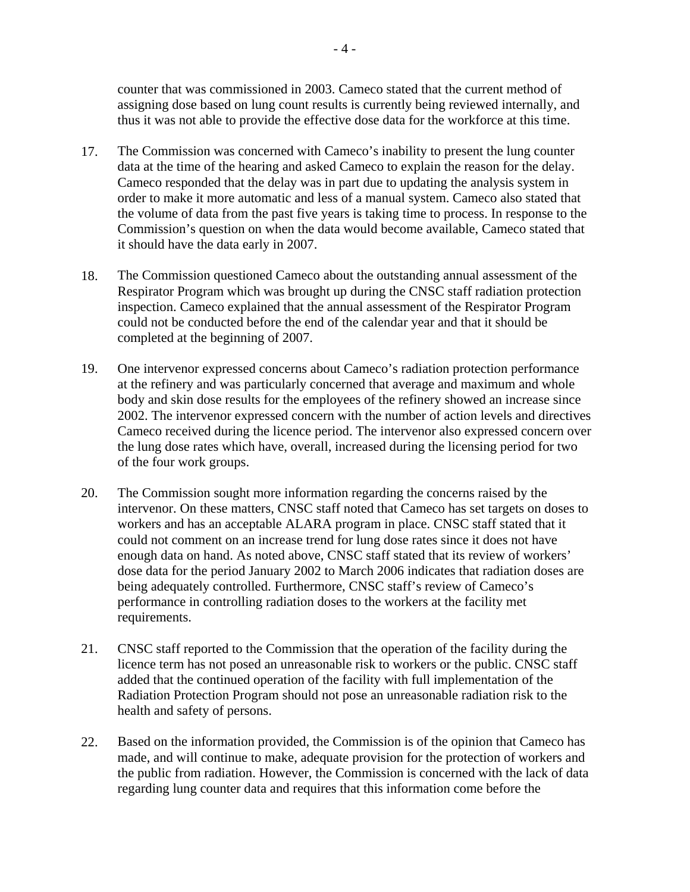counter that was commissioned in 2003. Cameco stated that the current method of assigning dose based on lung count results is currently being reviewed internally, and thus it was not able to provide the effective dose data for the workforce at this time.

17. The Commission was concerned with Cameco's inability to present the lung counter data at the time of the hearing and asked Cameco to explain the reason for the delay. Cameco responded that the delay was in part due to updating the analysis system in order to make it more automatic and less of a manual system. Cameco also stated that the volume of data from the past five years is taking time to process. In response to the Commission's question on when the data would become available, Cameco stated that it should have the data early in 2007.

18. The Commission questioned Cameco about the outstanding annual assessment of the Respirator Program which was brought up during the CNSC staff radiation protection inspection. Cameco explained that the annual assessment of the Respirator Program could not be conducted before the end of the calendar year and that it should be completed at the beginning of 2007.

19. One intervenor expressed concerns about Cameco's radiation protection performance at the refinery and was particularly concerned that average and maximum and whole body and skin dose results for the employees of the refinery showed an increase since 2002. The intervenor expressed concern with the number of action levels and directives Cameco received during the licence period. The intervenor also expressed concern over the lung dose rates which have, overall, increased during the licensing period for two of the four work groups.

20. The Commission sought more information regarding the concerns raised by the intervenor. On these matters, CNSC staff noted that Cameco has set targets on doses to workers and has an acceptable ALARA program in place. CNSC staff stated that it could not comment on an increase trend for lung dose rates since it does not have enough data on hand. As noted above, CNSC staff stated that its review of workers' dose data for the period January 2002 to March 2006 indicates that radiation doses are being adequately controlled. Furthermore, CNSC staff's review of Cameco's performance in controlling radiation doses to the workers at the facility met requirements.

21. CNSC staff reported to the Commission that the operation of the facility during the licence term has not posed an unreasonable risk to workers or the public. CNSC staff added that the continued operation of the facility with full implementation of the Radiation Protection Program should not pose an unreasonable radiation risk to the health and safety of persons.

22. Based on the information provided, the Commission is of the opinion that Cameco has made, and will continue to make, adequate provision for the protection of workers and the public from radiation. However, the Commission is concerned with the lack of data regarding lung counter data and requires that this information come before the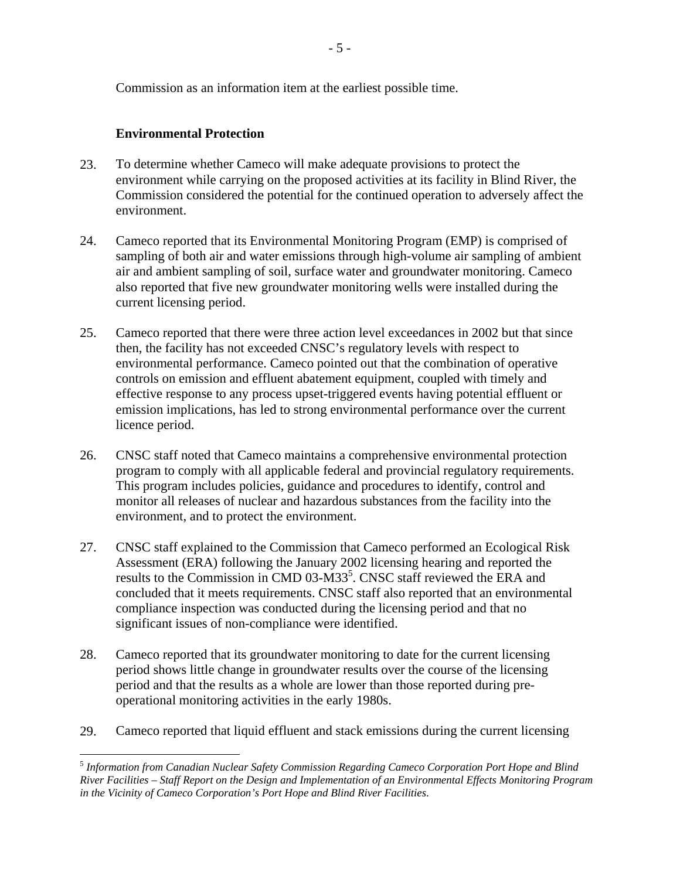Commission as an information item at the earliest possible time.

**Environmental Protection**

23. To determine whether Cameco will make adequate provisions to protect the environment while carrying on the proposed activities at its facility in Blind River, the Commission considered the potential for the continued operation to adversely affect the environment.

24. Cameco reported that its Environmental Monitoring Program (EMP) is comprised of sampling of both air and water emissions through high-volume air sampling of ambient air and ambient sampling of soil, surface water and groundwater monitoring. Cameco also reported that five new groundwater monitoring wells were installed during the current licensing period.

25. Cameco reported that there were three action level exceedances in 2002 but that since then, the facility has not exceeded CNSC's regulatory levels with respect to environmental performance. Cameco pointed out that the combination of operative controls on emission and effluent abatement equipment, coupled with timely and effective response to any process upset-triggered events having potential effluent or emission implications, has led to strong environmental performance over the current licence period.

26. CNSC staff noted that Cameco maintains a comprehensive environmental protection program to comply with all applicable federal and provincial regulatory requirements. This program includes policies, guidance and procedures to identify, control and monitor all releases of nuclear and hazardous substances from the facility into the environment, and to protect the environment.

27. CNSC staff explained to the Commission that Cameco performed an Ecological Risk Assessment (ERA) following the January 2002 licensing hearing and reported the results to the Commission in CMD 03-M33[5]. CNSC staff reviewed the ERA and concluded that it meets requirements. CNSC staff also reported that an environmental compliance inspection was conducted during the licensing period and that no significant issues of non-compliance were identified.

28. Cameco reported that its groundwater monitoring to date for the current licensing period shows little change in groundwater results over the course of the licensing period and that the results as a whole are lower than those reported during pre-operational monitoring activities in the early 1980s.

29. Cameco reported that liquid effluent and stack emissions during the current licensing

---

[5] *Information from Canadian Nuclear Safety Commission Regarding Cameco Corporation Port Hope and Blind River Facilities – Staff Report on the Design and Implementation of an Environmental Effects Monitoring Program in the Vicinity of Cameco Corporation's Port Hope and Blind River Facilities.*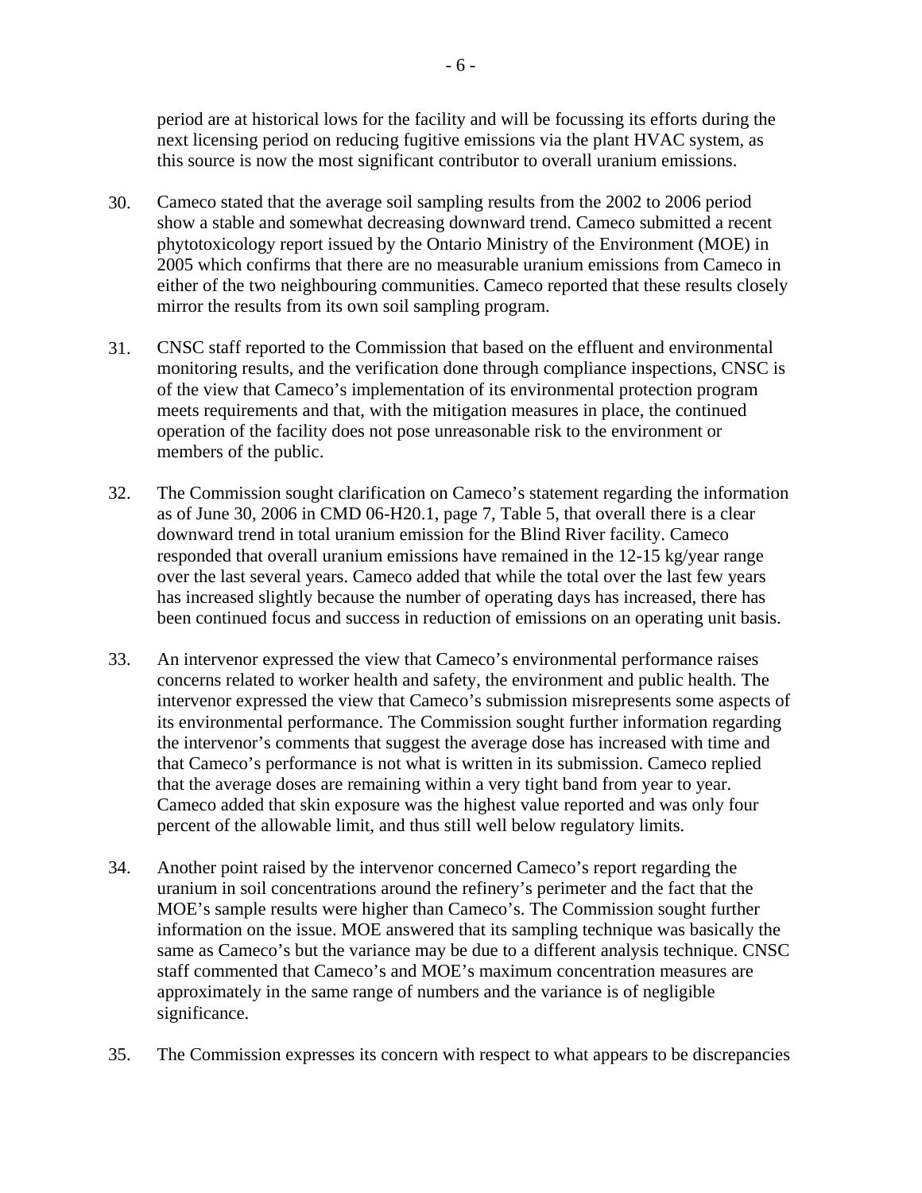period are at historical lows for the facility and will be focussing its efforts during the next licensing period on reducing fugitive emissions via the plant HVAC system, as this source is now the most significant contributor to overall uranium emissions.

30. Cameco stated that the average soil sampling results from the 2002 to 2006 period show a stable and somewhat decreasing downward trend. Cameco submitted a recent phytotoxicology report issued by the Ontario Ministry of the Environment (MOE) in 2005 which confirms that there are no measurable uranium emissions from Cameco in either of the two neighbouring communities. Cameco reported that these results closely mirror the results from its own soil sampling program.

31. CNSC staff reported to the Commission that based on the effluent and environmental monitoring results, and the verification done through compliance inspections, CNSC is of the view that Cameco's implementation of its environmental protection program meets requirements and that, with the mitigation measures in place, the continued operation of the facility does not pose unreasonable risk to the environment or members of the public.

32. The Commission sought clarification on Cameco's statement regarding the information as of June 30, 2006 in CMD 06-H20.1, page 7, Table 5, that overall there is a clear downward trend in total uranium emission for the Blind River facility. Cameco responded that overall uranium emissions have remained in the 12-15 kg/year range over the last several years. Cameco added that while the total over the last few years has increased slightly because the number of operating days has increased, there has been continued focus and success in reduction of emissions on an operating unit basis.

33. An intervenor expressed the view that Cameco's environmental performance raises concerns related to worker health and safety, the environment and public health. The intervenor expressed the view that Cameco's submission misrepresents some aspects of its environmental performance. The Commission sought further information regarding the intervenor's comments that suggest the average dose has increased with time and that Cameco's performance is not what is written in its submission. Cameco replied that the average doses are remaining within a very tight band from year to year. Cameco added that skin exposure was the highest value reported and was only four percent of the allowable limit, and thus still well below regulatory limits.

34. Another point raised by the intervenor concerned Cameco's report regarding the uranium in soil concentrations around the refinery's perimeter and the fact that the MOE's sample results were higher than Cameco's. The Commission sought further information on the issue. MOE answered that its sampling technique was basically the same as Cameco's but the variance may be due to a different analysis technique. CNSC staff commented that Cameco's and MOE's maximum concentration measures are approximately in the same range of numbers and the variance is of negligible significance.

35. The Commission expresses its concern with respect to what appears to be discrepancies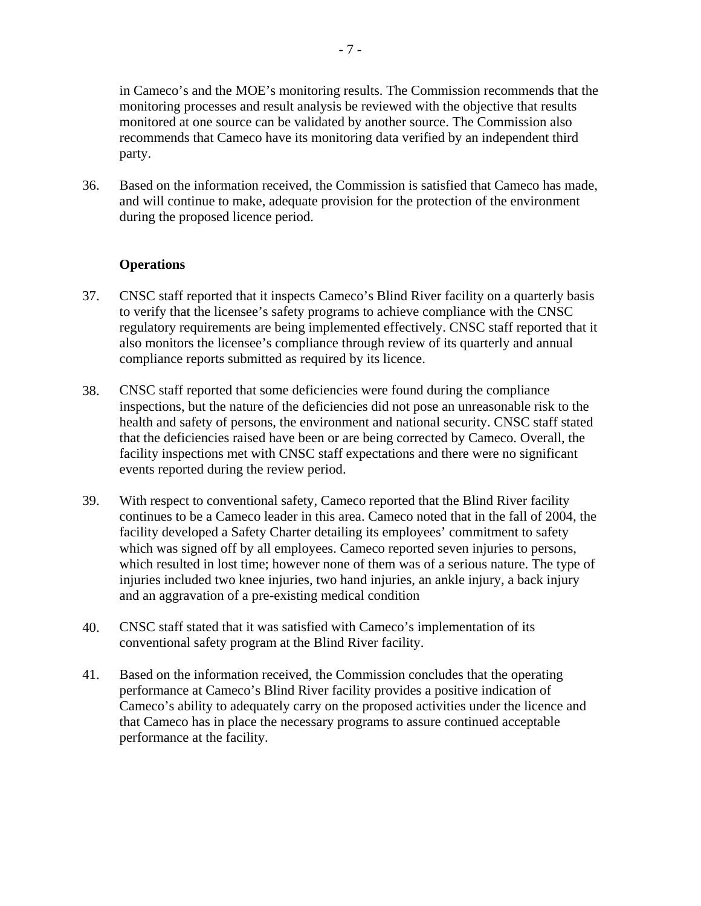in Cameco's and the MOE's monitoring results. The Commission recommends that the monitoring processes and result analysis be reviewed with the objective that results monitored at one source can be validated by another source. The Commission also recommends that Cameco have its monitoring data verified by an independent third party.

36. Based on the information received, the Commission is satisfied that Cameco has made, and will continue to make, adequate provision for the protection of the environment during the proposed licence period.

**Operations**

37. CNSC staff reported that it inspects Cameco's Blind River facility on a quarterly basis to verify that the licensee's safety programs to achieve compliance with the CNSC regulatory requirements are being implemented effectively. CNSC staff reported that it also monitors the licensee's compliance through review of its quarterly and annual compliance reports submitted as required by its licence.

38. CNSC staff reported that some deficiencies were found during the compliance inspections, but the nature of the deficiencies did not pose an unreasonable risk to the health and safety of persons, the environment and national security. CNSC staff stated that the deficiencies raised have been or are being corrected by Cameco. Overall, the facility inspections met with CNSC staff expectations and there were no significant events reported during the review period.

39. With respect to conventional safety, Cameco reported that the Blind River facility continues to be a Cameco leader in this area. Cameco noted that in the fall of 2004, the facility developed a Safety Charter detailing its employees' commitment to safety which was signed off by all employees. Cameco reported seven injuries to persons, which resulted in lost time; however none of them was of a serious nature. The type of injuries included two knee injuries, two hand injuries, an ankle injury, a back injury and an aggravation of a pre-existing medical condition

40. CNSC staff stated that it was satisfied with Cameco's implementation of its conventional safety program at the Blind River facility.

41. Based on the information received, the Commission concludes that the operating performance at Cameco's Blind River facility provides a positive indication of Cameco's ability to adequately carry on the proposed activities under the licence and that Cameco has in place the necessary programs to assure continued acceptable performance at the facility.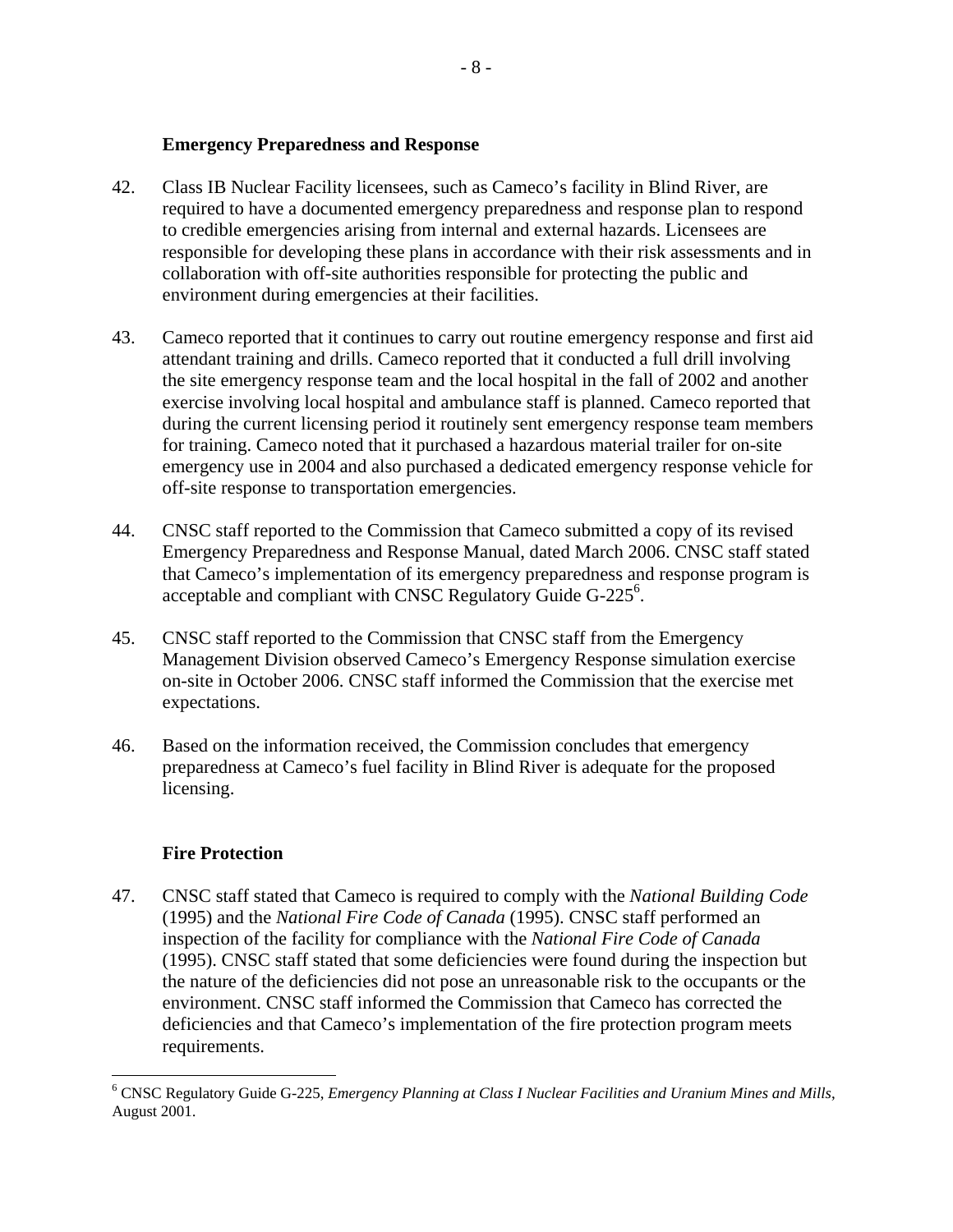### Emergency Preparedness and Response

42. Class IB Nuclear Facility licensees, such as Cameco's facility in Blind River, are required to have a documented emergency preparedness and response plan to respond to credible emergencies arising from internal and external hazards. Licensees are responsible for developing these plans in accordance with their risk assessments and in collaboration with off-site authorities responsible for protecting the public and environment during emergencies at their facilities.

43. Cameco reported that it continues to carry out routine emergency response and first aid attendant training and drills. Cameco reported that it conducted a full drill involving the site emergency response team and the local hospital in the fall of 2002 and another exercise involving local hospital and ambulance staff is planned. Cameco reported that during the current licensing period it routinely sent emergency response team members for training. Cameco noted that it purchased a hazardous material trailer for on-site emergency use in 2004 and also purchased a dedicated emergency response vehicle for off-site response to transportation emergencies.

44. CNSC staff reported to the Commission that Cameco submitted a copy of its revised Emergency Preparedness and Response Manual, dated March 2006. CNSC staff stated that Cameco's implementation of its emergency preparedness and response program is acceptable and compliant with CNSC Regulatory Guide G-225[6].

45. CNSC staff reported to the Commission that CNSC staff from the Emergency Management Division observed Cameco's Emergency Response simulation exercise on-site in October 2006. CNSC staff informed the Commission that the exercise met expectations.

46. Based on the information received, the Commission concludes that emergency preparedness at Cameco's fuel facility in Blind River is adequate for the proposed licensing.

### Fire Protection

47. CNSC staff stated that Cameco is required to comply with the *National Building Code* (1995) and the *National Fire Code of Canada* (1995). CNSC staff performed an inspection of the facility for compliance with the *National Fire Code of Canada* (1995). CNSC staff stated that some deficiencies were found during the inspection but the nature of the deficiencies did not pose an unreasonable risk to the occupants or the environment. CNSC staff informed the Commission that Cameco has corrected the deficiencies and that Cameco's implementation of the fire protection program meets requirements.

---

[6] CNSC Regulatory Guide G-225, *Emergency Planning at Class I Nuclear Facilities and Uranium Mines and Mills*, August 2001.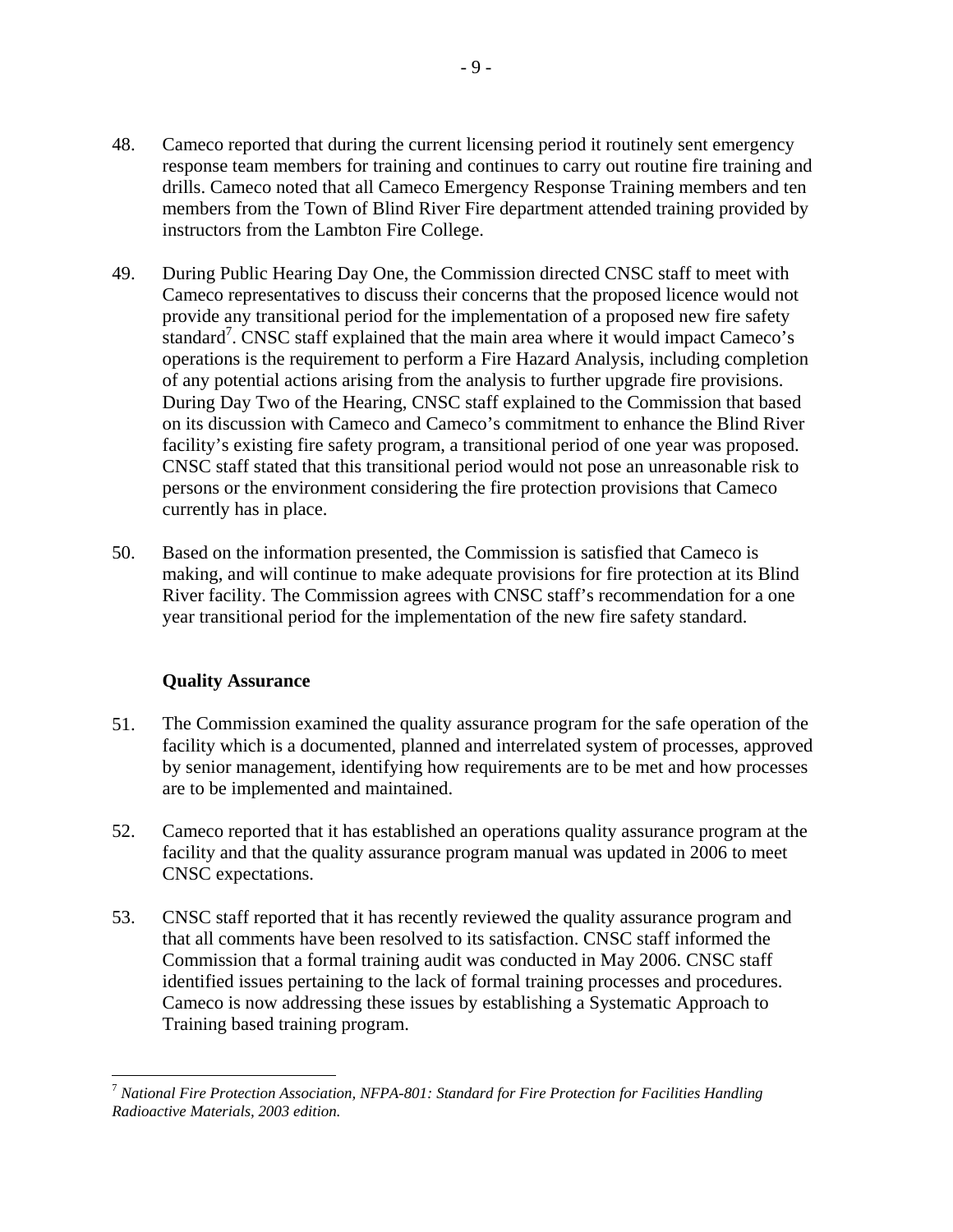48. Cameco reported that during the current licensing period it routinely sent emergency response team members for training and continues to carry out routine fire training and drills. Cameco noted that all Cameco Emergency Response Training members and ten members from the Town of Blind River Fire department attended training provided by instructors from the Lambton Fire College.

49. During Public Hearing Day One, the Commission directed CNSC staff to meet with Cameco representatives to discuss their concerns that the proposed licence would not provide any transitional period for the implementation of a proposed new fire safety standard[7]. CNSC staff explained that the main area where it would impact Cameco's operations is the requirement to perform a Fire Hazard Analysis, including completion of any potential actions arising from the analysis to further upgrade fire provisions. During Day Two of the Hearing, CNSC staff explained to the Commission that based on its discussion with Cameco and Cameco's commitment to enhance the Blind River facility's existing fire safety program, a transitional period of one year was proposed. CNSC staff stated that this transitional period would not pose an unreasonable risk to persons or the environment considering the fire protection provisions that Cameco currently has in place.

50. Based on the information presented, the Commission is satisfied that Cameco is making, and will continue to make adequate provisions for fire protection at its Blind River facility. The Commission agrees with CNSC staff's recommendation for a one year transitional period for the implementation of the new fire safety standard.

**Quality Assurance**

51. The Commission examined the quality assurance program for the safe operation of the facility which is a documented, planned and interrelated system of processes, approved by senior management, identifying how requirements are to be met and how processes are to be implemented and maintained.

52. Cameco reported that it has established an operations quality assurance program at the facility and that the quality assurance program manual was updated in 2006 to meet CNSC expectations.

53. CNSC staff reported that it has recently reviewed the quality assurance program and that all comments have been resolved to its satisfaction. CNSC staff informed the Commission that a formal training audit was conducted in May 2006. CNSC staff identified issues pertaining to the lack of formal training processes and procedures. Cameco is now addressing these issues by establishing a Systematic Approach to Training based training program.

---

[7] *National Fire Protection Association, NFPA-801: Standard for Fire Protection for Facilities Handling Radioactive Materials, 2003 edition.*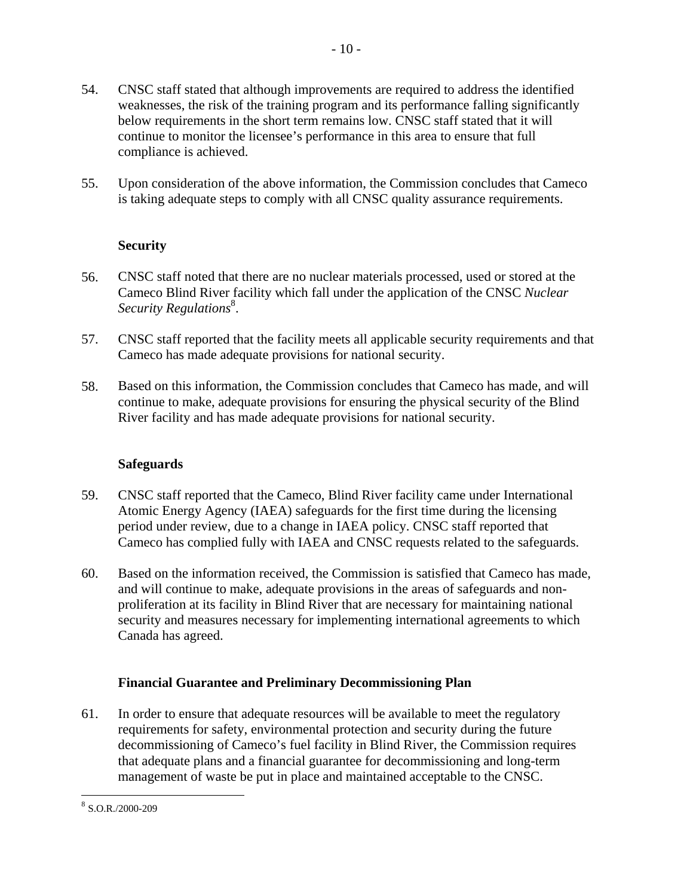54. CNSC staff stated that although improvements are required to address the identified weaknesses, the risk of the training program and its performance falling significantly below requirements in the short term remains low. CNSC staff stated that it will continue to monitor the licensee's performance in this area to ensure that full compliance is achieved.

55. Upon consideration of the above information, the Commission concludes that Cameco is taking adequate steps to comply with all CNSC quality assurance requirements.

**Security**

56. CNSC staff noted that there are no nuclear materials processed, used or stored at the Cameco Blind River facility which fall under the application of the CNSC *Nuclear Security Regulations*[8].

57. CNSC staff reported that the facility meets all applicable security requirements and that Cameco has made adequate provisions for national security.

58. Based on this information, the Commission concludes that Cameco has made, and will continue to make, adequate provisions for ensuring the physical security of the Blind River facility and has made adequate provisions for national security.

**Safeguards**

59. CNSC staff reported that the Cameco, Blind River facility came under International Atomic Energy Agency (IAEA) safeguards for the first time during the licensing period under review, due to a change in IAEA policy. CNSC staff reported that Cameco has complied fully with IAEA and CNSC requests related to the safeguards.

60. Based on the information received, the Commission is satisfied that Cameco has made, and will continue to make, adequate provisions in the areas of safeguards and non-proliferation at its facility in Blind River that are necessary for maintaining national security and measures necessary for implementing international agreements to which Canada has agreed.

**Financial Guarantee and Preliminary Decommissioning Plan**

61. In order to ensure that adequate resources will be available to meet the regulatory requirements for safety, environmental protection and security during the future decommissioning of Cameco's fuel facility in Blind River, the Commission requires that adequate plans and a financial guarantee for decommissioning and long-term management of waste be put in place and maintained acceptable to the CNSC.

---

[8] S.O.R./2000-209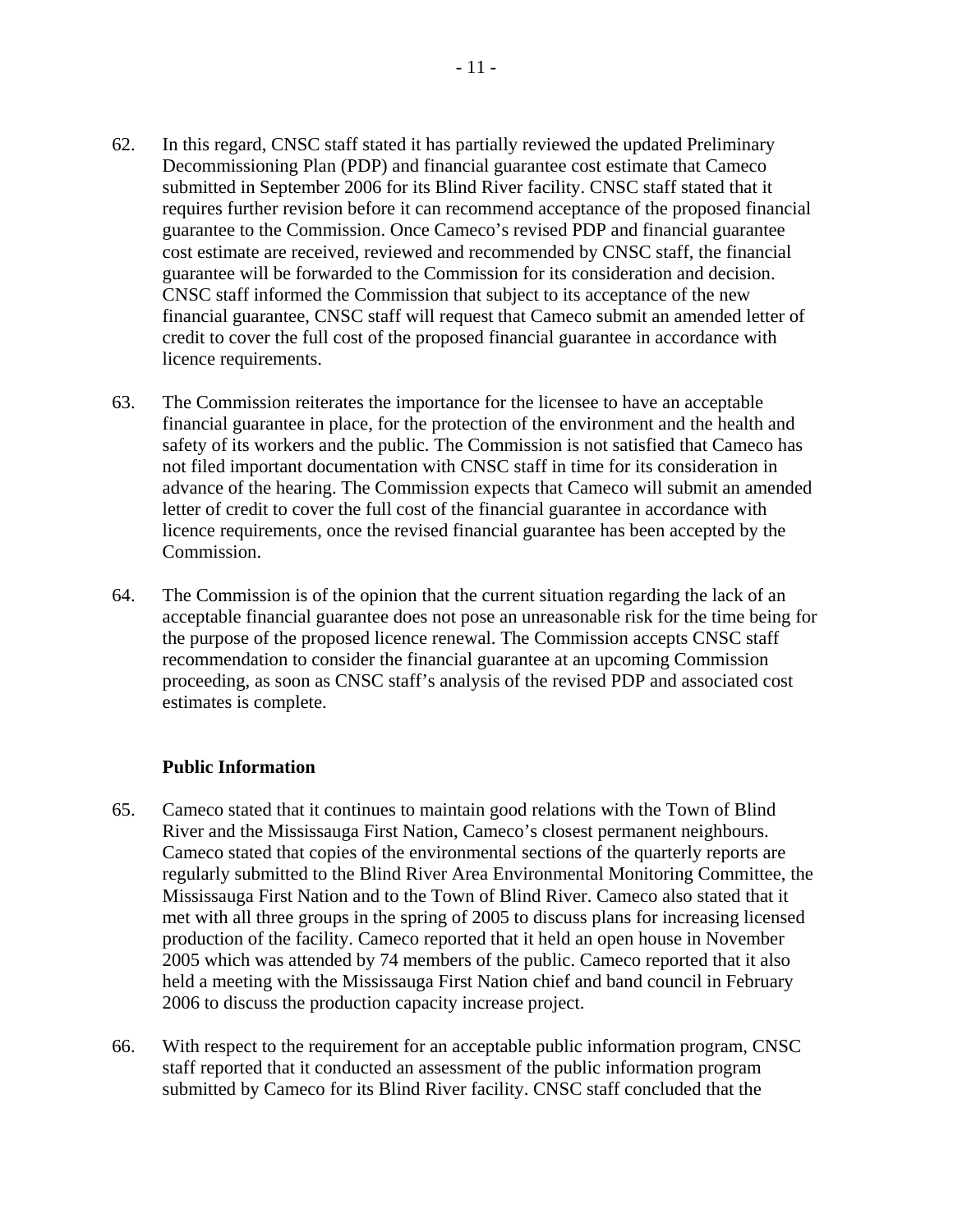62. In this regard, CNSC staff stated it has partially reviewed the updated Preliminary Decommissioning Plan (PDP) and financial guarantee cost estimate that Cameco submitted in September 2006 for its Blind River facility. CNSC staff stated that it requires further revision before it can recommend acceptance of the proposed financial guarantee to the Commission. Once Cameco's revised PDP and financial guarantee cost estimate are received, reviewed and recommended by CNSC staff, the financial guarantee will be forwarded to the Commission for its consideration and decision. CNSC staff informed the Commission that subject to its acceptance of the new financial guarantee, CNSC staff will request that Cameco submit an amended letter of credit to cover the full cost of the proposed financial guarantee in accordance with licence requirements.

63. The Commission reiterates the importance for the licensee to have an acceptable financial guarantee in place, for the protection of the environment and the health and safety of its workers and the public. The Commission is not satisfied that Cameco has not filed important documentation with CNSC staff in time for its consideration in advance of the hearing. The Commission expects that Cameco will submit an amended letter of credit to cover the full cost of the financial guarantee in accordance with licence requirements, once the revised financial guarantee has been accepted by the Commission.

64. The Commission is of the opinion that the current situation regarding the lack of an acceptable financial guarantee does not pose an unreasonable risk for the time being for the purpose of the proposed licence renewal. The Commission accepts CNSC staff recommendation to consider the financial guarantee at an upcoming Commission proceeding, as soon as CNSC staff's analysis of the revised PDP and associated cost estimates is complete.

**Public Information**

65. Cameco stated that it continues to maintain good relations with the Town of Blind River and the Mississauga First Nation, Cameco's closest permanent neighbours. Cameco stated that copies of the environmental sections of the quarterly reports are regularly submitted to the Blind River Area Environmental Monitoring Committee, the Mississauga First Nation and to the Town of Blind River. Cameco also stated that it met with all three groups in the spring of 2005 to discuss plans for increasing licensed production of the facility. Cameco reported that it held an open house in November 2005 which was attended by 74 members of the public. Cameco reported that it also held a meeting with the Mississauga First Nation chief and band council in February 2006 to discuss the production capacity increase project.

66. With respect to the requirement for an acceptable public information program, CNSC staff reported that it conducted an assessment of the public information program submitted by Cameco for its Blind River facility. CNSC staff concluded that the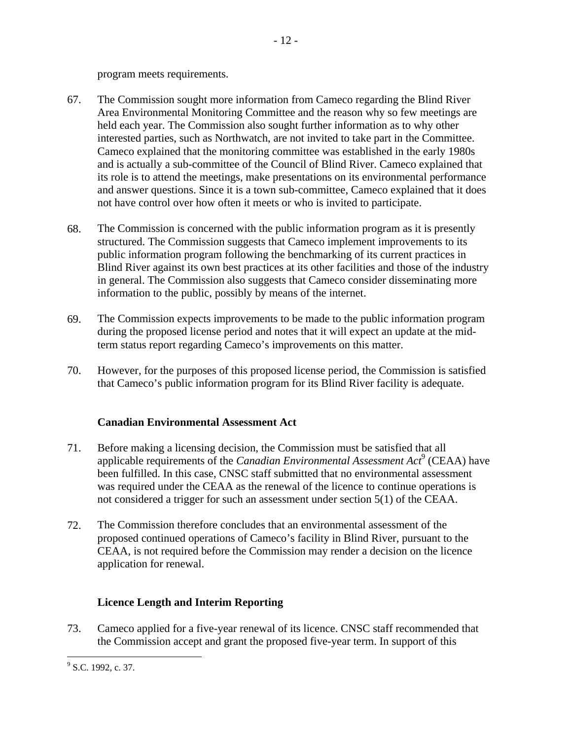program meets requirements.

67. The Commission sought more information from Cameco regarding the Blind River Area Environmental Monitoring Committee and the reason why so few meetings are held each year. The Commission also sought further information as to why other interested parties, such as Northwatch, are not invited to take part in the Committee. Cameco explained that the monitoring committee was established in the early 1980s and is actually a sub-committee of the Council of Blind River. Cameco explained that its role is to attend the meetings, make presentations on its environmental performance and answer questions. Since it is a town sub-committee, Cameco explained that it does not have control over how often it meets or who is invited to participate.

68. The Commission is concerned with the public information program as it is presently structured. The Commission suggests that Cameco implement improvements to its public information program following the benchmarking of its current practices in Blind River against its own best practices at its other facilities and those of the industry in general. The Commission also suggests that Cameco consider disseminating more information to the public, possibly by means of the internet.

69. The Commission expects improvements to be made to the public information program during the proposed license period and notes that it will expect an update at the mid-term status report regarding Cameco's improvements on this matter.

70. However, for the purposes of this proposed license period, the Commission is satisfied that Cameco's public information program for its Blind River facility is adequate.

**Canadian Environmental Assessment Act**

71. Before making a licensing decision, the Commission must be satisfied that all applicable requirements of the *Canadian Environmental Assessment Act*[9] (CEAA) have been fulfilled. In this case, CNSC staff submitted that no environmental assessment was required under the CEAA as the renewal of the licence to continue operations is not considered a trigger for such an assessment under section 5(1) of the CEAA.

72. The Commission therefore concludes that an environmental assessment of the proposed continued operations of Cameco's facility in Blind River, pursuant to the CEAA, is not required before the Commission may render a decision on the licence application for renewal.

**Licence Length and Interim Reporting**

73. Cameco applied for a five-year renewal of its licence. CNSC staff recommended that the Commission accept and grant the proposed five-year term. In support of this

[9] S.C. 1992, c. 37.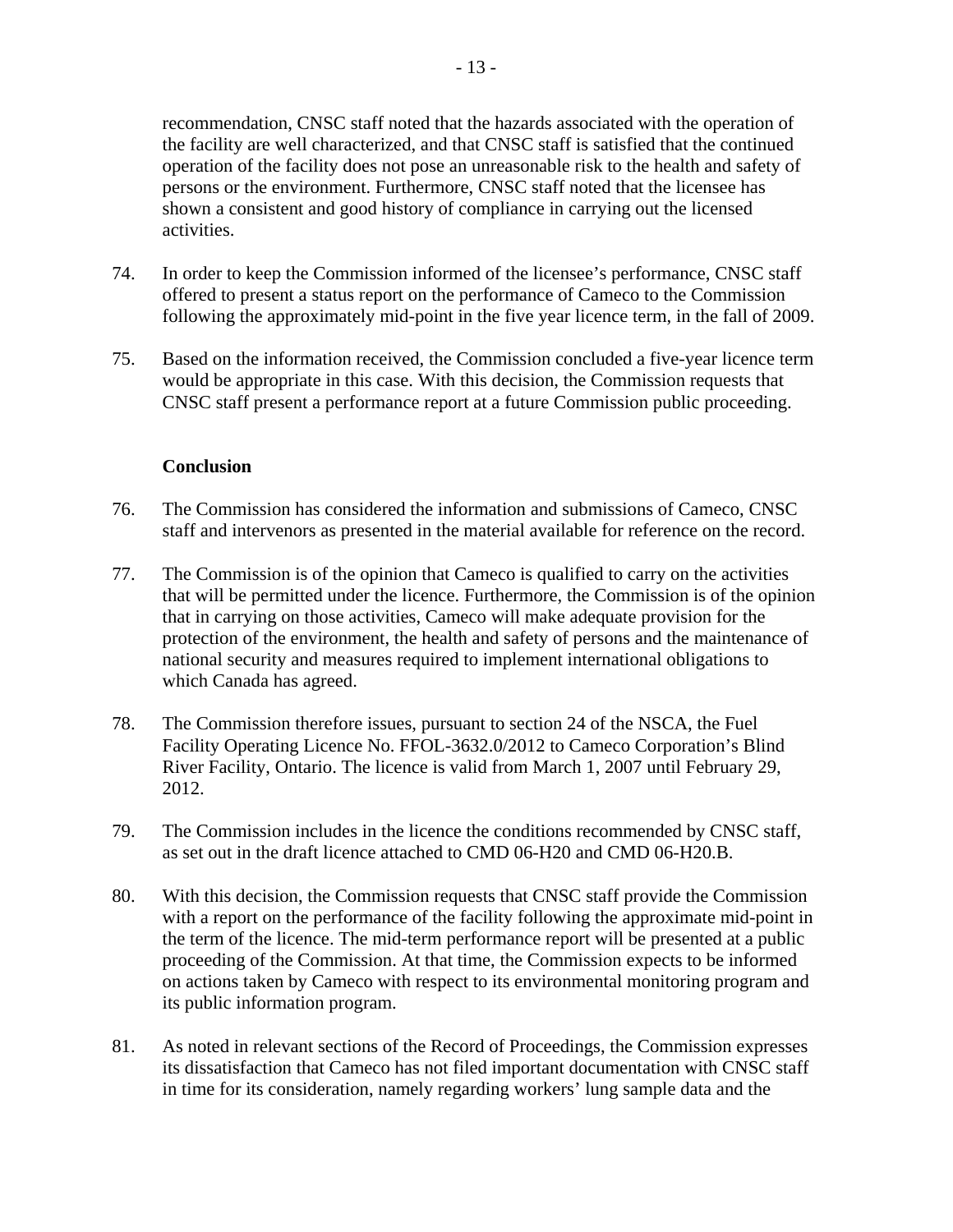recommendation, CNSC staff noted that the hazards associated with the operation of the facility are well characterized, and that CNSC staff is satisfied that the continued operation of the facility does not pose an unreasonable risk to the health and safety of persons or the environment. Furthermore, CNSC staff noted that the licensee has shown a consistent and good history of compliance in carrying out the licensed activities.

74. In order to keep the Commission informed of the licensee's performance, CNSC staff offered to present a status report on the performance of Cameco to the Commission following the approximately mid-point in the five year licence term, in the fall of 2009.

75. Based on the information received, the Commission concluded a five-year licence term would be appropriate in this case. With this decision, the Commission requests that CNSC staff present a performance report at a future Commission public proceeding.

**Conclusion**

76. The Commission has considered the information and submissions of Cameco, CNSC staff and intervenors as presented in the material available for reference on the record.

77. The Commission is of the opinion that Cameco is qualified to carry on the activities that will be permitted under the licence. Furthermore, the Commission is of the opinion that in carrying on those activities, Cameco will make adequate provision for the protection of the environment, the health and safety of persons and the maintenance of national security and measures required to implement international obligations to which Canada has agreed.

78. The Commission therefore issues, pursuant to section 24 of the NSCA, the Fuel Facility Operating Licence No. FFOL-3632.0/2012 to Cameco Corporation's Blind River Facility, Ontario. The licence is valid from March 1, 2007 until February 29, 2012.

79. The Commission includes in the licence the conditions recommended by CNSC staff, as set out in the draft licence attached to CMD 06-H20 and CMD 06-H20.B.

80. With this decision, the Commission requests that CNSC staff provide the Commission with a report on the performance of the facility following the approximate mid-point in the term of the licence. The mid-term performance report will be presented at a public proceeding of the Commission. At that time, the Commission expects to be informed on actions taken by Cameco with respect to its environmental monitoring program and its public information program.

81. As noted in relevant sections of the Record of Proceedings, the Commission expresses its dissatisfaction that Cameco has not filed important documentation with CNSC staff in time for its consideration, namely regarding workers' lung sample data and the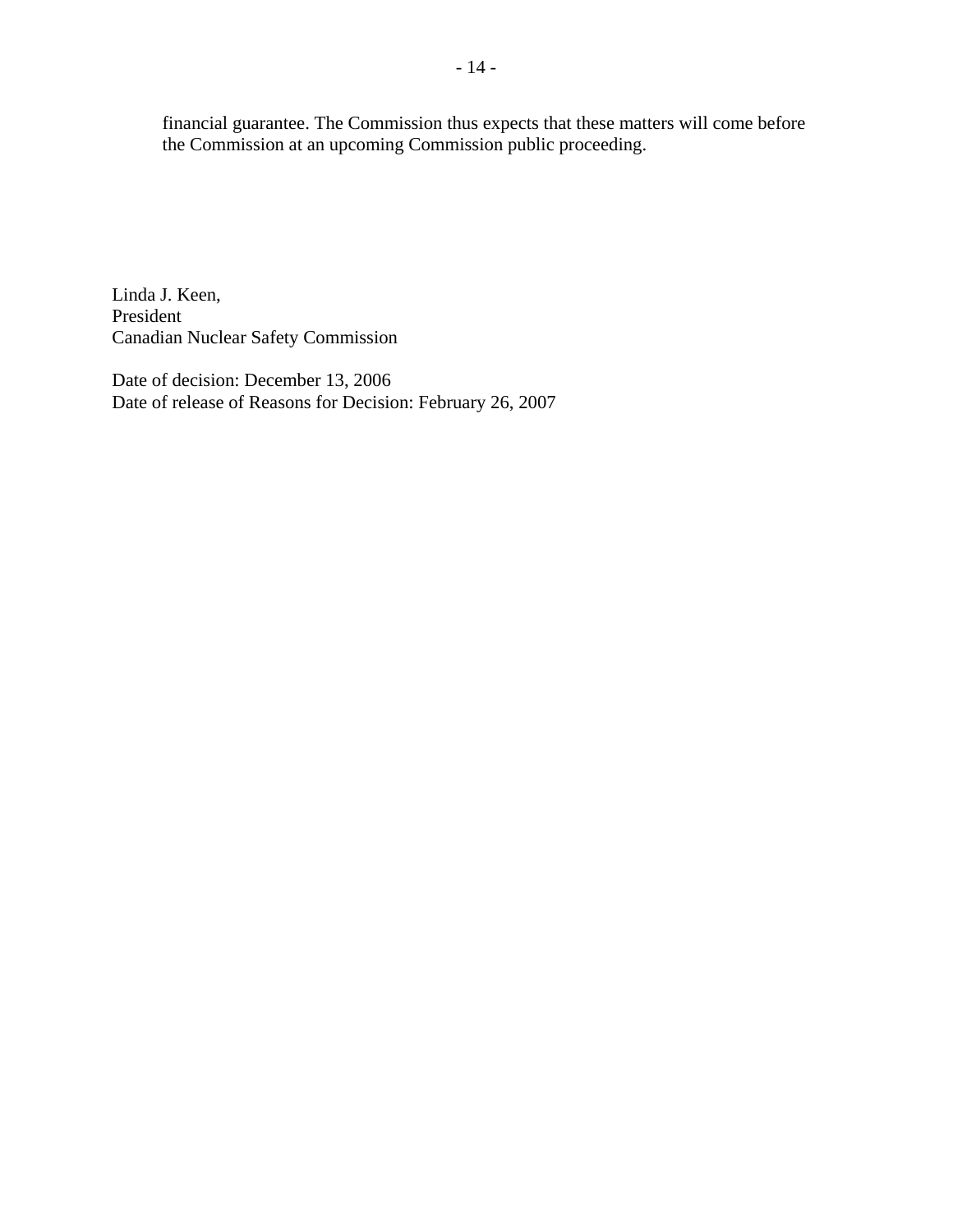financial guarantee. The Commission thus expects that these matters will come before the Commission at an upcoming Commission public proceeding.

Linda J. Keen,
President
Canadian Nuclear Safety Commission

Date of decision: December 13, 2006
Date of release of Reasons for Decision: February 26, 2007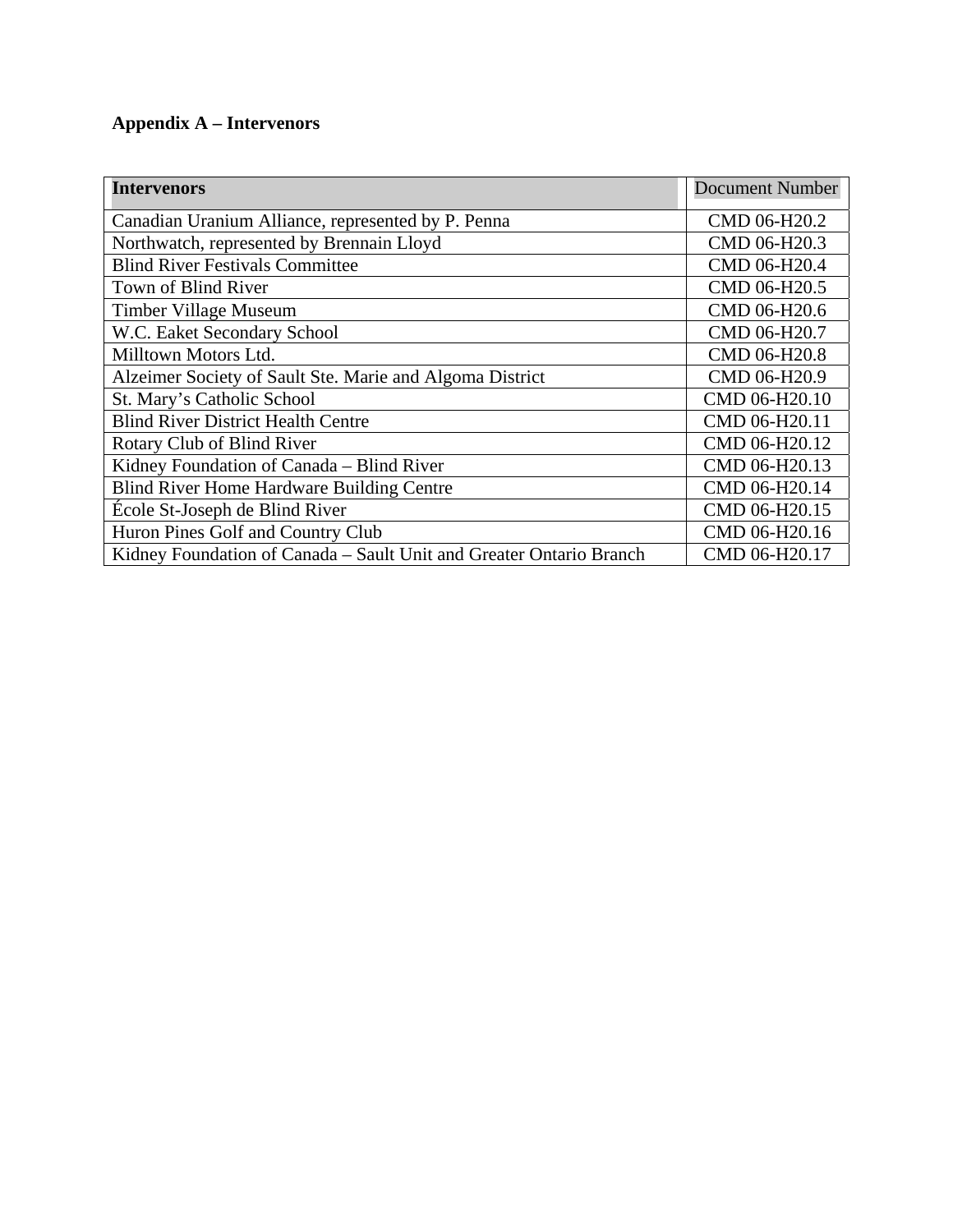**Appendix A – Intervenors**

| Intervenors | Document Number |
|---|---|
| Canadian Uranium Alliance, represented by P. Penna | CMD 06-H20.2 |
| Northwatch, represented by Brennain Lloyd | CMD 06-H20.3 |
| Blind River Festivals Committee | CMD 06-H20.4 |
| Town of Blind River | CMD 06-H20.5 |
| Timber Village Museum | CMD 06-H20.6 |
| W.C. Eaket Secondary School | CMD 06-H20.7 |
| Milltown Motors Ltd. | CMD 06-H20.8 |
| Alzeimer Society of Sault Ste. Marie and Algoma District | CMD 06-H20.9 |
| St. Mary's Catholic School | CMD 06-H20.10 |
| Blind River District Health Centre | CMD 06-H20.11 |
| Rotary Club of Blind River | CMD 06-H20.12 |
| Kidney Foundation of Canada – Blind River | CMD 06-H20.13 |
| Blind River Home Hardware Building Centre | CMD 06-H20.14 |
| École St-Joseph de Blind River | CMD 06-H20.15 |
| Huron Pines Golf and Country Club | CMD 06-H20.16 |
| Kidney Foundation of Canada – Sault Unit and Greater Ontario Branch | CMD 06-H20.17 |